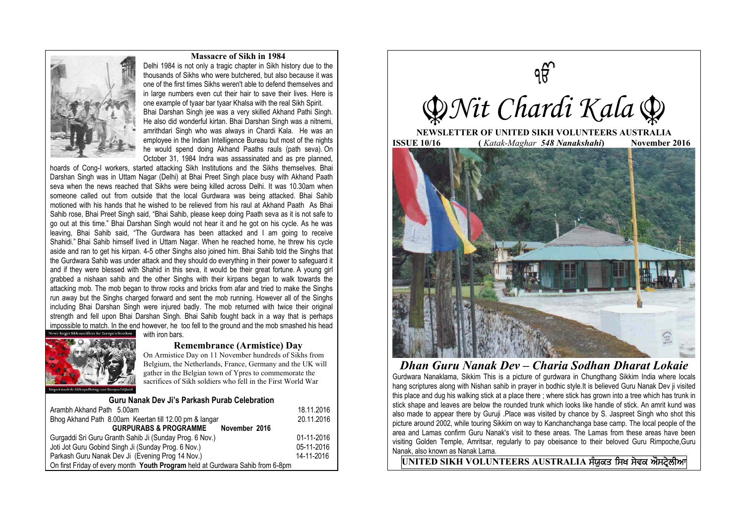## Massacre of Sikh in 1984

Delhi 1984 is not only a tragic chapter in Sikh history due to the thousands of Sikhs who were butchered, but also because it was one of the first times Sikhs weren't able to defend themselves and in large numbers even cut their hair to save their lives. Here is one example of tyaar bar tyaar Khalsa with the real Sikh Spirit.

Bhai Darshan Singh jee was a very skilled Akhand Pathi Singh. He also did wonderful kirtan. Bhai Darshan Singh was a nitnemi, amrithdari Singh who was always in Chardi Kala. He was an employee in the Indian Intelligence Bureau but most of the nights he would spend doing Akhand Paaths rauls (path seva). On October 31, 1984 Indra was assassinated and as pre planned, hoards of Cong-I workers, started attacking Sikh Institutions and the Sikhs themselves. Bhai Darshan Singh was in Uttam Nagar (Delhi) at Bhai Preet Singh place busy with Akhand Paath seva when the news reached that Sikhs were being killed across Delhi. It was 10.30am when someone called out from outside that the local Gurdwara was being attacked. Bhai Sahib motioned with his hands that he wished to be relieved from his raul at Akhand Paath As Bhai Sahib rose, Bhai Preet Singh said, "Bhai Sahib, please keep doing Paath seva as it is not safe to go out at this time." Bhai Darshan Singh would not hear it and he got on his cycle. As he was leaving, Bhai Sahib said, "The Gurdwara has been attacked and I am going to receive Shahidi." Bhai Sahib himself lived in Uttam Nagar. When he reached home, he threw his cycle aside and ran to get his kirpan. 4-5 other Singhs also joined him. Bhai Sahib told the Singhs that the Gurdwara Sahib was under attack and they should do everything in their power to safeguard it and if they were blessed with Shahid in this seva, it would be their great fortune. A young girl grabbed a nishaan sahib and the other Singhs with their kirpans began to walk towards the attacking mob. The mob began to throw rocks and bricks from afar and tried to make the Singhs run away but the Singhs charged forward and sent the mob running. However all of the Singhs including Bhai Darshan Singh were injured badly. The mob returned with twice their original strength and fell upon Bhai Darshan Singh. Bhai Sahib fought back in a way that is perhaps impossible to match. In the end however, he too fell to the ground and the mob smashed his head with iron bars.

## Remembrance (Armistice) Day

On Armistice Day on 11 November hundreds of Sikhs from Belgium, the Netherlands, France, Germany and the UK will gather in the Belgian town of Ypres to commemorate the sacrifices of Sikh soldiers who fell in the First World War

### Guru Nanak Dev Ji's Parkash Purab Celebration

| | |
|---|---|
| Arambh Akhand Path 5.00am | 18.11.2016 |
| Bhog Akhand Path 8.00am Keertan till 12.00 pm & langar | 20.11.2016 |
| **GURPURABS & PROGRAMME November 2016** | |
| Gurgaddi Sri Guru Granth Sahib Ji (Sunday Prog. 6 Nov.) | 01-11-2016 |
| Joti Jot Guru Gobind Singh Ji (Sunday Prog. 6 Nov.) | 05-11-2016 |
| Parkash Guru Nanak Dev Ji (Evening Prog 14 Nov.) | 14-11-2016 |

On first Friday of every month **Youth Program** held at Gurdwara Sahib from 6-8pm

ੴ

# *Nit Chardi Kala*

**NEWSLETTER OF UNITED SIKH VOLUNTEERS AUSTRALIA**

**ISSUE 10/16** (*Katak-Maghar* ***548 Nanakshahi***) **November 2016**

## *Dhan Guru Nanak Dev – Charia Sodhan Dharat Lokaie*

Gurdwara Nanaklama, Sikkim This is a picture of gurdwara in Chungthang Sikkim India where locals hang scriptures along with Nishan sahib in prayer in bodhic style.It is believed Guru Nanak Dev ji visited this place and dug his walking stick at a place there ; where stick has grown into a tree which has trunk in stick shape and leaves are below the rounded trunk which looks like handle of stick. An amrit kund was also made to appear there by Guruji .Place was visited by chance by S. Jaspreet Singh who shot this picture around 2002, while touring Sikkim on way to Kanchanchanga base camp. The local people of the area and Lamas confirm Guru Nanak's visit to these areas. The Lamas from these areas have been visiting Golden Temple, Amritsar, regularly to pay obeisance to their beloved Guru Rimpoche,Guru Nanak, also known as Nanak Lama.

**UNITED SIKH VOLUNTEERS AUSTRALIA ਸੰਯੁਕਤ ਸਿਖ ਸੇਵਕ ਔਸਟ੍ਰੇਲੀਆ**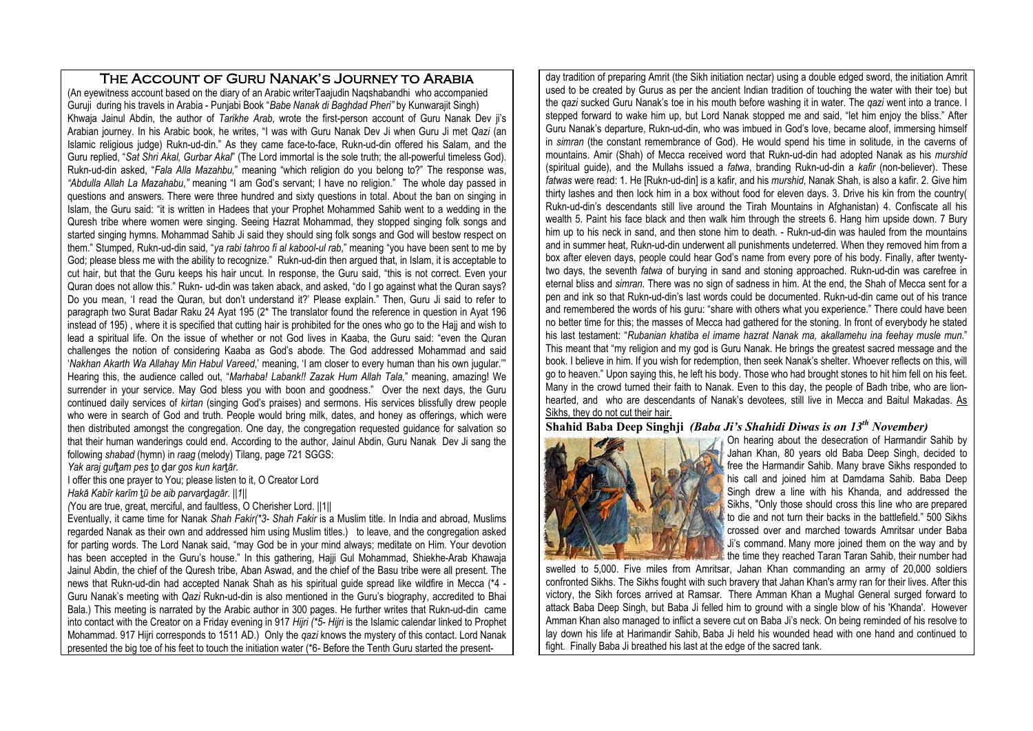# The Account of Guru Nanak's Journey to Arabia

(An eyewitness account based on the diary of an Arabic writerTaajudin Naqshabandhi who accompanied Guruji during his travels in Arabia - Punjabi Book "*Babe Nanak di Baghdad Pheri"* by Kunwarajit Singh)

Khwaja Jainul Abdin, the author of *Tarikhe Arab*, wrote the first-person account of Guru Nanak Dev ji's Arabian journey. In his Arabic book, he writes, "I was with Guru Nanak Dev Ji when Guru Ji met *Qazi* (an Islamic religious judge) Rukn-ud-din." As they came face-to-face, Rukn-ud-din offered his Salam, and the Guru replied, "*Sat Shri Akal, Gurbar Akal*" (The Lord immortal is the sole truth; the all-powerful timeless God). Rukn-ud-din asked, "*Fala Alla Mazahbu,*" meaning "which religion do you belong to?" The response was, *"Abdulla Allah La Mazahabu,"* meaning "I am God's servant; I have no religion." The whole day passed in questions and answers. There were three hundred and sixty questions in total. About the ban on singing in Islam, the Guru said: "it is written in Hadees that your Prophet Mohammed Sahib went to a wedding in the Quresh tribe where women were singing. Seeing Hazrat Mohammad, they stopped singing folk songs and started singing hymns. Mohammad Sahib Ji said they should sing folk songs and God will bestow respect on them." Stumped, Rukn-ud-din said, "*ya rabi tahroo fi al kabool-ul rab*," meaning "you have been sent to me by God; please bless me with the ability to recognize." Rukn-ud-din then argued that, in Islam, it is acceptable to cut hair, but that the Guru keeps his hair uncut. In response, the Guru said, "this is not correct. Even your Quran does not allow this." Rukn- ud-din was taken aback, and asked, "do I go against what the Quran says? Do you mean, 'I read the Quran, but don't understand it?' Please explain." Then, Guru Ji said to refer to paragraph two Surat Badar Raku 24 Ayat 195 (2* The translator found the reference in question in Ayat 196 instead of 195) , where it is specified that cutting hair is prohibited for the ones who go to the Hajj and wish to lead a spiritual life. On the issue of whether or not God lives in Kaaba, the Guru said: "even the Quran challenges the notion of considering Kaaba as God's abode. The God addressed Mohammad and said '*Nakhan Akarth Wa Allahay Min Habul Vareed*,' meaning, 'I am closer to every human than his own jugular.'" Hearing this, the audience called out, "*Marhaba! Labank!! Zazak Hum Allah Tala,*" meaning, amazing! We surrender in your service. May God bless you with boon and goodness." Over the next days, the Guru continued daily services of *kirtan* (singing God's praises) and sermons. His services blissfully drew people who were in search of God and truth. People would bring milk, dates, and honey as offerings, which were then distributed amongst the congregation. One day, the congregation requested guidance for salvation so that their human wanderings could end. According to the author, Jainul Abdin, Guru Nanak Dev Ji sang the following *shabad* (hymn) in *raag* (melody) Tilang, page 721 SGGS:

*Yak araj guftam pes to dar gos kun kartār.*

I offer this one prayer to You; please listen to it, O Creator Lord

*Hakā Kabīr karīm tū be aib parvardagār. ||1||*

*(*You are true, great, merciful, and faultless, O Cherisher Lord. ||1||

Eventually, it came time for Nanak *Shah Fakir(\*3- Shah Fakir* is a Muslim title. In India and abroad, Muslims regarded Nanak as their own and addressed him using Muslim titles.) to leave, and the congregation asked for parting words. The Lord Nanak said, "may God be in your mind always; meditate on Him. Your devotion has been accepted in the Guru's house." In this gathering, Hajji Gul Mohammad, Shiekhe-Arab Khawaja Jainul Abdin, the chief of the Quresh tribe, Aban Aswad, and the chief of the Basu tribe were all present. The news that Rukn-ud-din had accepted Nanak Shah as his spiritual guide spread like wildfire in Mecca (*4 - Guru Nanak's meeting with *Qazi* Rukn-ud-din is also mentioned in the Guru's biography, accredited to Bhai Bala.) This meeting is narrated by the Arabic author in 300 pages. He further writes that Rukn-ud-din came into contact with the Creator on a Friday evening in 917 *Hijri (\*5- Hijri* is the Islamic calendar linked to Prophet Mohammed. 917 Hijri corresponds to 1511 AD.) Only the *qazi* knows the mystery of this contact. Lord Nanak presented the big toe of his feet to touch the initiation water (*6- Before the Tenth Guru started the present-day tradition of preparing Amrit (the Sikh initiation nectar) using a double edged sword, the initiation Amrit used to be created by Gurus as per the ancient Indian tradition of touching the water with their toe) but the *qazi* sucked Guru Nanak's toe in his mouth before washing it in water. The *qazi* went into a trance. I stepped forward to wake him up, but Lord Nanak stopped me and said, "let him enjoy the bliss." After Guru Nanak's departure, Rukn-ud-din, who was imbued in God's love, became aloof, immersing himself in *simran* (the constant remembrance of God). He would spend his time in solitude, in the caverns of mountains. Amir (Shah) of Mecca received word that Rukn-ud-din had adopted Nanak as his *murshid* (spiritual guide), and the Mullahs issued a *fatwa*, branding Rukn-ud-din a *kafir* (non-believer). These *fatwas* were read: 1. He [Rukn-ud-din] is a kafir, and his *murshid*, Nanak Shah, is also a kafir. 2. Give him thirty lashes and then lock him in a box without food for eleven days. 3. Drive his kin from the country( Rukn-ud-din's descendants still live around the Tirah Mountains in Afghanistan) 4. Confiscate all his wealth 5. Paint his face black and then walk him through the streets 6. Hang him upside down. 7 Bury him up to his neck in sand, and then stone him to death. - Rukn-ud-din was hauled from the mountains and in summer heat, Rukn-ud-din underwent all punishments undeterred. When they removed him from a box after eleven days, people could hear God's name from every pore of his body. Finally, after twenty-two days, the seventh *fatwa* of burying in sand and stoning approached. Rukn-ud-din was carefree in eternal bliss and *simran*. There was no sign of sadness in him. At the end, the Shah of Mecca sent for a pen and ink so that Rukn-ud-din's last words could be documented. Rukn-ud-din came out of his trance and remembered the words of his guru: "share with others what you experience." There could have been no better time for this; the masses of Mecca had gathered for the stoning. In front of everybody he stated his last testament: "*Rubanian khatiba el imame hazrat Nanak ma, akallamehu ina feehay musle mun.*" This meant that "my religion and my god is Guru Nanak. He brings the greatest sacred message and the book. I believe in him. If you wish for redemption, then seek Nanak's shelter. Whoever reflects on this, will go to heaven." Upon saying this, he left his body. Those who had brought stones to hit him fell on his feet. Many in the crowd turned their faith to Nanak. Even to this day, the people of Badh tribe, who are lion-hearted, and who are descendants of Nanak's devotees, still live in Mecca and Baitul Makadas. As Sikhs, they do not cut their hair.

## Shahid Baba Deep Singhji *(Baba Ji's Shahidi Diwas is on 13th November)*

On hearing about the desecration of Harmandir Sahib by Jahan Khan, 80 years old Baba Deep Singh, decided to free the Harmandir Sahib. Many brave Sikhs responded to his call and joined him at Damdama Sahib. Baba Deep Singh drew a line with his Khanda, and addressed the Sikhs, "Only those should cross this line who are prepared to die and not turn their backs in the battlefield." 500 Sikhs crossed over and marched towards Amritsar under Baba Ji's command. Many more joined them on the way and by the time they reached Taran Taran Sahib, their number had swelled to 5,000. Five miles from Amritsar, Jahan Khan commanding an army of 20,000 soldiers confronted Sikhs. The Sikhs fought with such bravery that Jahan Khan's army ran for their lives. After this victory, the Sikh forces arrived at Ramsar. There Amman Khan a Mughal General surged forward to attack Baba Deep Singh, but Baba Ji felled him to ground with a single blow of his 'Khanda'. However Amman Khan also managed to inflict a severe cut on Baba Ji's neck. On being reminded of his resolve to lay down his life at Harimandir Sahib, Baba Ji held his wounded head with one hand and continued to fight. Finally Baba Ji breathed his last at the edge of the sacred tank.